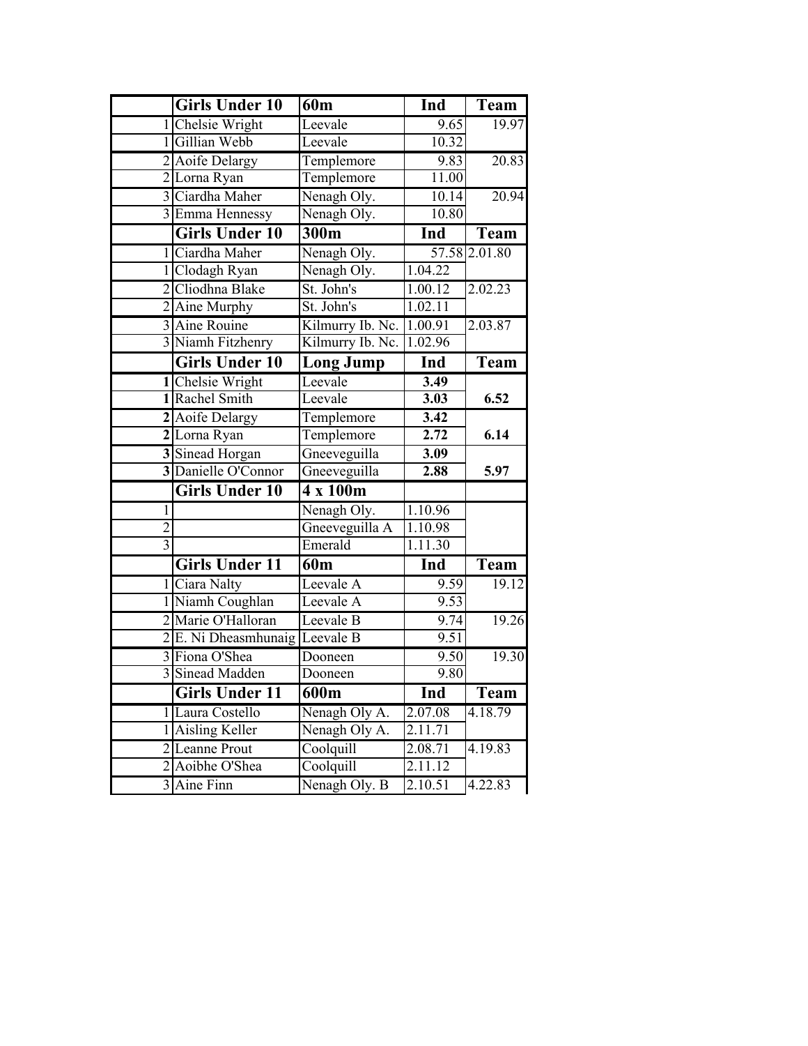| | Girls Under 10 | 60m | Ind | Team |
|---|---|---|---|---|
| 1 | Chelsie Wright | Leevale | 9.65 | 19.97 |
| 1 | Gillian Webb | Leevale | 10.32 | |
| 2 | Aoife Delargy | Templemore | 9.83 | 20.83 |
| 2 | Lorna Ryan | Templemore | 11.00 | |
| 3 | Ciardha Maher | Nenagh Oly. | 10.14 | 20.94 |
| 3 | Emma Hennessy | Nenagh Oly. | 10.80 | |
| | **Girls Under 10** | **300m** | **Ind** | **Team** |
| 1 | Ciardha Maher | Nenagh Oly. | 57.58 | 2.01.80 |
| 1 | Clodagh Ryan | Nenagh Oly. | 1.04.22 | |
| 2 | Cliodhna Blake | St. John's | 1.00.12 | 2.02.23 |
| 2 | Aine Murphy | St. John's | 1.02.11 | |
| 3 | Aine Rouine | Kilmurry Ib. Nc. | 1.00.91 | 2.03.87 |
| 3 | Niamh Fitzhenry | Kilmurry Ib. Nc. | 1.02.96 | |
| | **Girls Under 10** | **Long Jump** | **Ind** | **Team** |
| **1** | Chelsie Wright | Leevale | **3.49** | |
| **1** | Rachel Smith | Leevale | **3.03** | **6.52** |
| **2** | Aoife Delargy | Templemore | **3.42** | |
| **2** | Lorna Ryan | Templemore | **2.72** | **6.14** |
| **3** | Sinead Horgan | Gneeveguilla | **3.09** | |
| **3** | Danielle O'Connor | Gneeveguilla | **2.88** | **5.97** |
| | **Girls Under 10** | **4 x 100m** | | |
| 1 | | Nenagh Oly. | 1.10.96 | |
| 2 | | Gneeveguilla A | 1.10.98 | |
| 3 | | Emerald | 1.11.30 | |
| | **Girls Under 11** | **60m** | **Ind** | **Team** |
| 1 | Ciara Nalty | Leevale A | 9.59 | 19.12 |
| 1 | Niamh Coughlan | Leevale A | 9.53 | |
| 2 | Marie O'Halloran | Leevale B | 9.74 | 19.26 |
| 2 | E. Ni Dheasmhunaig | Leevale B | 9.51 | |
| 3 | Fiona O'Shea | Dooneen | 9.50 | 19.30 |
| 3 | Sinead Madden | Dooneen | 9.80 | |
| | **Girls Under 11** | **600m** | **Ind** | **Team** |
| 1 | Laura Costello | Nenagh Oly A. | 2.07.08 | 4.18.79 |
| 1 | Aisling Keller | Nenagh Oly A. | 2.11.71 | |
| 2 | Leanne Prout | Coolquill | 2.08.71 | 4.19.83 |
| 2 | Aoibhe O'Shea | Coolquill | 2.11.12 | |
| 3 | Aine Finn | Nenagh Oly. B | 2.10.51 | 4.22.83 |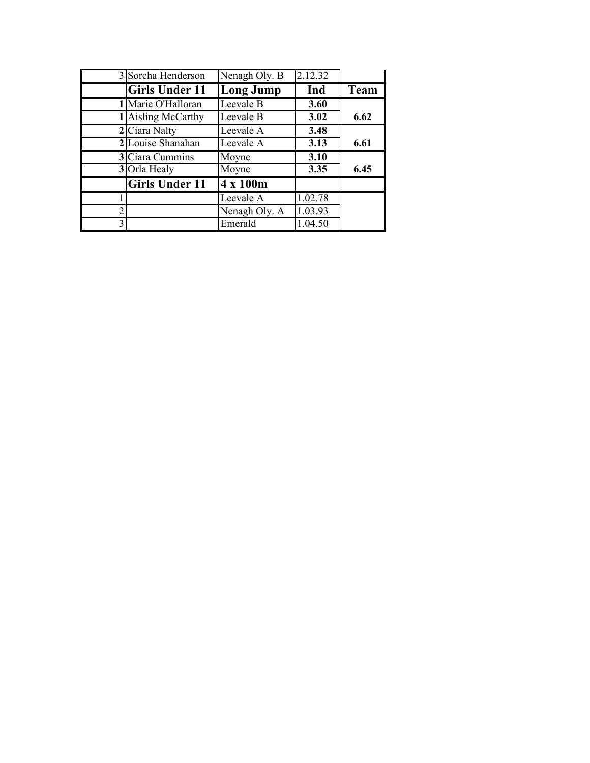| | | | | |
|---|---|---|---|---|
| 3 | Sorcha Henderson | Nenagh Oly. B | 2.12.32 | |
| | **Girls Under 11** | **Long Jump** | **Ind** | **Team** |
| **1** | Marie O'Halloran | Leevale B | **3.60** | |
| **1** | Aisling McCarthy | Leevale B | **3.02** | **6.62** |
| **2** | Ciara Nalty | Leevale A | **3.48** | |
| **2** | Louise Shanahan | Leevale A | **3.13** | **6.61** |
| **3** | Ciara Cummins | Moyne | **3.10** | |
| **3** | Orla Healy | Moyne | **3.35** | **6.45** |
| | **Girls Under 11** | **4 x 100m** | | |
| 1 | | Leevale A | 1.02.78 | |
| 2 | | Nenagh Oly. A | 1.03.93 | |
| 3 | | Emerald | 1.04.50 | |